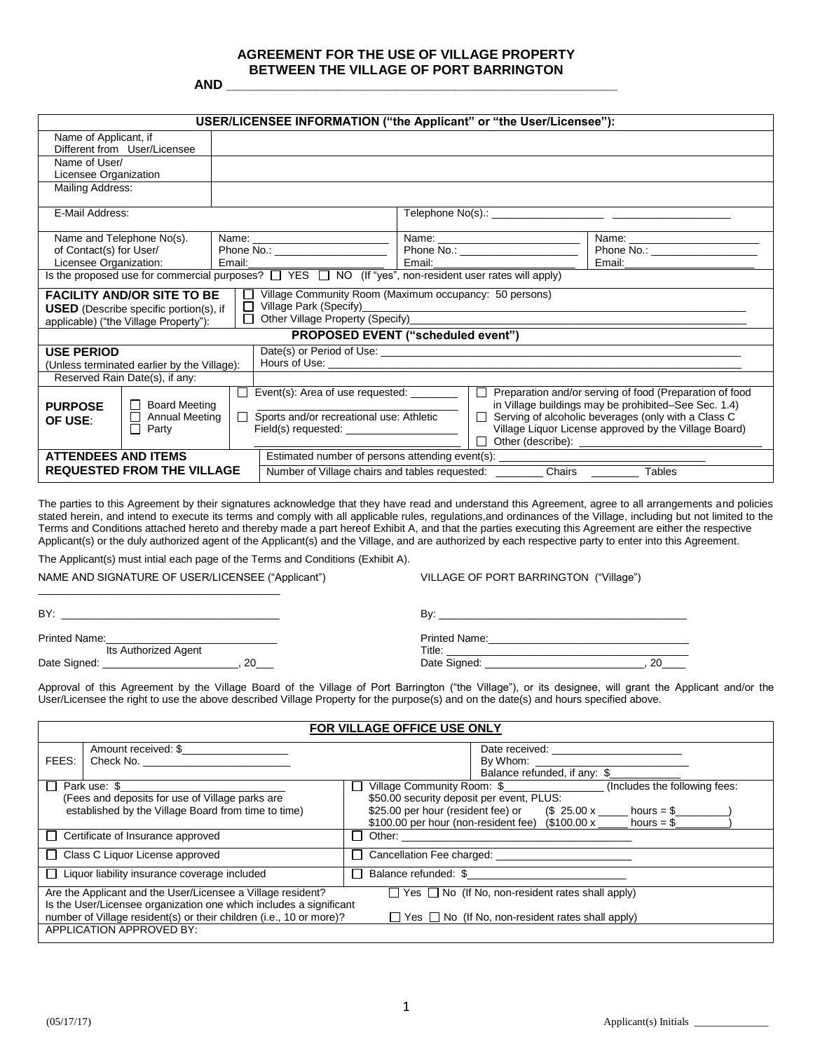# AGREEMENT FOR THE USE OF VILLAGE PROPERTY BETWEEN THE VILLAGE OF PORT BARRINGTON

**AND \_\_\_\_\_\_\_\_\_\_\_\_\_\_\_\_\_\_\_\_\_\_\_\_\_\_\_\_\_\_\_\_\_\_\_\_\_\_\_\_\_\_\_\_\_\_\_\_\_\_\_\_\_**

| **USER/LICENSEE INFORMATION ("the Applicant" or "the User/Licensee"):** | | | |
|---|---|---|---|
| Name of Applicant, if Different from User/Licensee | | | |
| Name of User/ Licensee Organization | | | |
| Mailing Address: | | | |
| E-Mail Address: | | Telephone No(s).: \_\_\_\_\_\_\_\_\_\_\_\_\_\_\_\_\_\_\_ \_\_\_\_\_\_\_\_\_\_\_\_\_\_\_\_\_\_\_ | |
| Name and Telephone No(s). of Contact(s) for User/ Licensee Organization: | Name: \_\_\_\_\_\_\_\_\_\_\_\_\_\_\_\_\_\_\_\_\_\_ Phone No.: \_\_\_\_\_\_\_\_\_\_\_\_\_\_\_\_\_\_\_ Email: \_\_\_\_\_\_\_\_\_\_\_\_\_\_\_\_\_\_\_\_\_\_ | Name: \_\_\_\_\_\_\_\_\_\_\_\_\_\_\_\_\_\_\_\_\_\_ Phone No.: \_\_\_\_\_\_\_\_\_\_\_\_\_\_\_\_\_\_\_ Email: \_\_\_\_\_\_\_\_\_\_\_\_\_\_\_\_\_\_\_\_\_\_ | Name: \_\_\_\_\_\_\_\_\_\_\_\_\_\_\_\_\_\_\_\_\_\_ Phone No.: \_\_\_\_\_\_\_\_\_\_\_\_\_\_\_\_\_\_\_ Email: \_\_\_\_\_\_\_\_\_\_\_\_\_\_\_\_\_\_\_\_\_\_ |
| Is the proposed use for commercial purposes? ☐ YES ☐ NO (If "yes", non-resident user rates will apply) | | | |

| | |
|---|---|
| **FACILITY AND/OR SITE TO BE USED** (Describe specific portion(s), if applicable) ("the Village Property"): | ☐ Village Community Room (Maximum occupancy: 50 persons)<br>☐ Village Park (Specify)\_\_\_\_\_\_\_\_\_\_\_\_\_\_\_\_\_\_\_\_\_\_\_\_\_\_\_\_\_\_\_\_\_\_\_\_\_\_\_\_<br>☐ Other Village Property (Specify)\_\_\_\_\_\_\_\_\_\_\_\_\_\_\_\_\_\_\_\_\_\_\_\_\_\_\_\_\_\_\_\_\_\_\_ |

| **PROPOSED EVENT ("scheduled event")** | | | |
|---|---|---|---|
| **USE PERIOD** (Unless terminated earlier by the Village): | Date(s) or Period of Use: \_\_\_\_\_\_\_\_\_\_\_\_\_\_\_\_\_\_\_\_\_\_\_\_\_\_\_\_\_\_\_\_\_\_\_\_\_\_\_\_<br>Hours of Use: \_\_\_\_\_\_\_\_\_\_\_\_\_\_\_\_\_\_\_\_\_\_\_\_\_\_\_\_\_\_\_\_\_\_\_\_\_\_\_\_\_\_\_\_\_\_ | | |
| Reserved Rain Date(s), if any: | | | |
| **PURPOSE OF USE**: | ☐ Board Meeting<br>☐ Annual Meeting<br>☐ Party | ☐ Event(s): Area of use requested: \_\_\_\_\_\_\_\_ \_\_\_\_\_\_\_\_\_\_\_\_\_\_\_\_\_\_\_\_\_\_\_\_\_\_\_\_\_\_\_\_<br>☐ Sports and/or recreational use: Athletic Field(s) requested: \_\_\_\_\_\_\_\_\_\_\_\_\_\_\_\_\_\_\_ \_\_\_\_\_\_\_\_\_\_\_\_\_\_\_\_\_\_\_\_\_\_\_\_\_\_\_\_\_\_\_\_ | ☐ Preparation and/or serving of food (Preparation of food in Village buildings may be prohibited–See Sec. 1.4)<br>☐ Serving of alcoholic beverages (only with a Class C Village Liquor License approved by the Village Board)<br>☐ Other (describe): \_\_\_\_\_\_\_\_\_\_\_\_\_\_\_\_\_\_\_\_\_\_\_\_\_\_\_\_\_\_ |
| **ATTENDEES AND ITEMS REQUESTED FROM THE VILLAGE** | Estimated number of persons attending event(s): \_\_\_\_\_\_\_\_\_\_\_\_\_\_\_\_\_\_\_\_\_\_\_\_\_\_\_\_\_\_\_\_\_\_<br>Number of Village chairs and tables requested: \_\_\_\_\_\_\_\_ Chairs \_\_\_\_\_\_\_\_ Tables | | |

The parties to this Agreement by their signatures acknowledge that they have read and understand this Agreement, agree to all arrangements and policies stated herein, and intend to execute its terms and comply with all applicable rules, regulations,and ordinances of the Village, including but not limited to the Terms and Conditions attached hereto and thereby made a part hereof Exhibit A, and that the parties executing this Agreement are either the respective Applicant(s) or the duly authorized agent of the Applicant(s) and the Village, and are authorized by each respective party to enter into this Agreement.

The Applicant(s) must intial each page of the Terms and Conditions (Exhibit A).

NAME AND SIGNATURE OF USER/LICENSEE ("Applicant")

\_\_\_\_\_\_\_\_\_\_\_\_\_\_\_\_\_\_\_\_\_\_\_\_\_\_\_\_\_\_\_\_\_\_\_\_\_\_\_\_

BY: \_\_\_\_\_\_\_\_\_\_\_\_\_\_\_\_\_\_\_\_\_\_\_\_\_\_\_\_\_\_\_\_\_\_\_\_

Printed Name:\_\_\_\_\_\_\_\_\_\_\_\_\_\_\_\_\_\_\_\_\_\_\_\_\_\_\_\_\_\_
Its Authorized Agent

Date Signed: \_\_\_\_\_\_\_\_\_\_\_\_\_\_\_\_\_\_\_\_\_\_\_, 20\_\_\_

VILLAGE OF PORT BARRINGTON ("Village")

By: \_\_\_\_\_\_\_\_\_\_\_\_\_\_\_\_\_\_\_\_\_\_\_\_\_\_\_\_\_\_\_\_\_\_\_\_\_\_\_\_\_\_

Printed Name:\_\_\_\_\_\_\_\_\_\_\_\_\_\_\_\_\_\_\_\_\_\_\_\_\_\_\_\_\_\_\_\_\_\_\_

Title: \_\_\_\_\_\_\_\_\_\_\_\_\_\_\_\_\_\_\_\_\_\_\_\_\_\_\_\_\_\_\_\_\_\_\_\_\_\_\_\_\_\_

Date Signed: \_\_\_\_\_\_\_\_\_\_\_\_\_\_\_\_\_\_\_\_\_\_\_\_\_\_\_, 20\_\_\_\_

Approval of this Agreement by the Village Board of the Village of Port Barrington ("the Village"), or its designee, will grant the Applicant and/or the User/Licensee the right to use the above described Village Property for the purpose(s) and on the date(s) and hours specified above.

| **FOR VILLAGE OFFICE USE ONLY** | |
|---|---|
| FEES: Amount received: $\_\_\_\_\_\_\_\_\_\_\_\_\_\_\_\_\_ Check No. \_\_\_\_\_\_\_\_\_\_\_\_\_\_\_\_\_\_\_\_\_\_\_\_ | Date received: \_\_\_\_\_\_\_\_\_\_\_\_\_\_\_\_\_\_\_\_\_\_ By Whom: \_\_\_\_\_\_\_\_\_\_\_\_\_\_\_\_\_\_\_\_\_\_\_\_\_ Balance refunded, if any: $\_\_\_\_\_\_\_\_\_\_\_\_ |
| ☐ Park use: $\_\_\_\_\_\_\_\_\_\_\_\_\_\_\_\_\_\_\_\_\_\_\_\_\_\_<br>(Fees and deposits for use of Village parks are established by the Village Board from time to time) | ☐ Village Community Room: $\_\_\_\_\_\_\_\_\_\_\_\_\_\_\_\_\_ (Includes the following fees:<br>$50.00 security deposit per event, PLUS:<br>$25.00 per hour (resident fee) or ($ 25.00 x \_\_\_\_\_ hours = $\_\_\_\_\_\_\_\_\_)<br>$100.00 per hour (non-resident fee) ($100.00 x \_\_\_\_\_ hours = $\_\_\_\_\_\_\_\_\_) |
| ☐ Certificate of Insurance approved | ☐ Other: \_\_\_\_\_\_\_\_\_\_\_\_\_\_\_\_\_\_\_\_\_\_\_\_\_\_\_\_\_\_\_\_\_\_\_\_\_\_\_\_ |
| ☐ Class C Liquor License approved | ☐ Cancellation Fee charged: \_\_\_\_\_\_\_\_\_\_\_\_\_\_\_\_\_\_\_\_\_\_\_ |
| ☐ Liquor liability insurance coverage included | ☐ Balance refunded: $\_\_\_\_\_\_\_\_\_\_\_\_\_\_\_\_\_\_\_\_\_\_\_\_\_\_ |
| Are the Applicant and the User/Licensee a Village resident? | ☐ Yes ☐ No (If No, non-resident rates shall apply) |
| Is the User/Licensee organization one which includes a significant number of Village resident(s) or their children (i.e., 10 or more)? | ☐ Yes ☐ No (If No, non-resident rates shall apply) |
| APPLICATION APPROVED BY: | |

(05/17/17) Applicant(s) Initials \_\_\_\_\_\_\_\_\_\_\_\_\_\_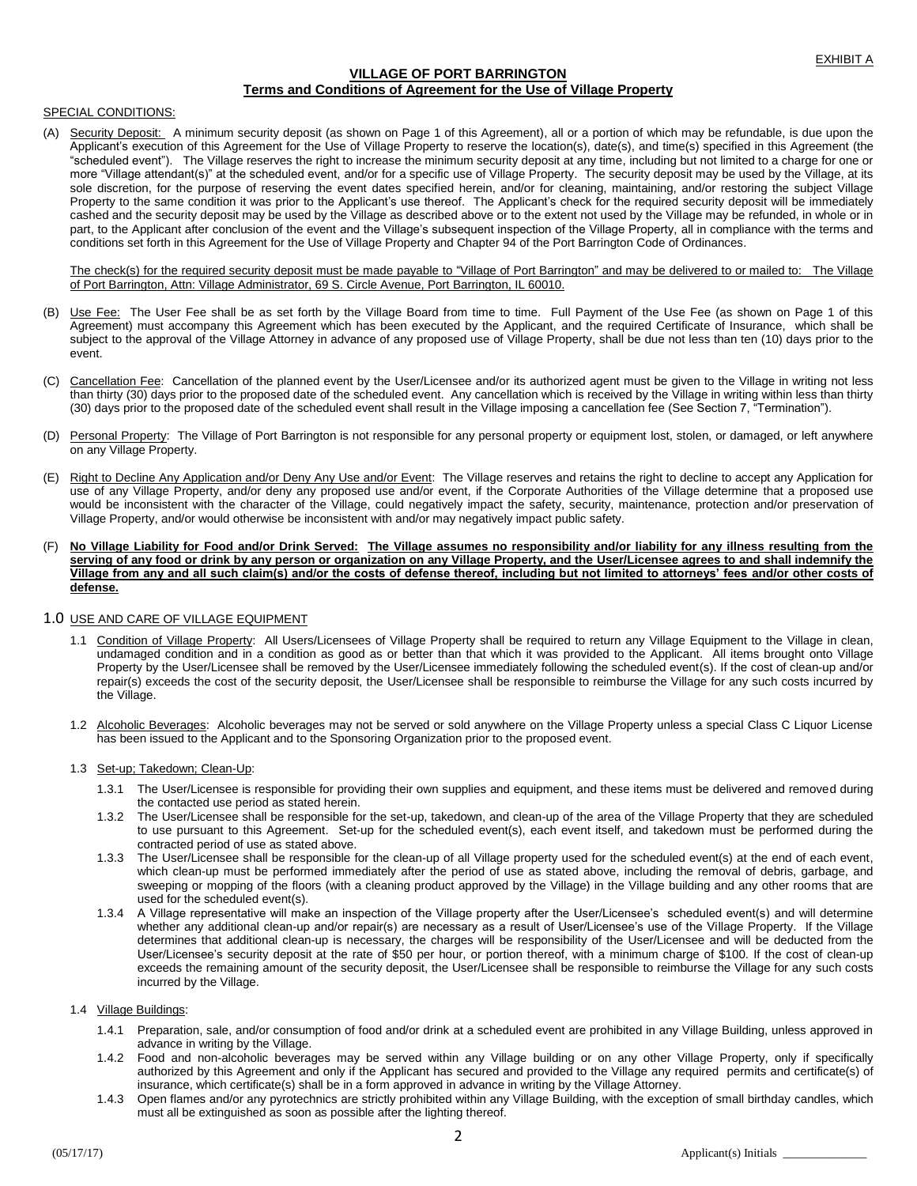EXHIBIT A

**VILLAGE OF PORT BARRINGTON**
**Terms and Conditions of Agreement for the Use of Village Property**

SPECIAL CONDITIONS:

(A) Security Deposit: A minimum security deposit (as shown on Page 1 of this Agreement), all or a portion of which may be refundable, is due upon the Applicant's execution of this Agreement for the Use of Village Property to reserve the location(s), date(s), and time(s) specified in this Agreement (the "scheduled event"). The Village reserves the right to increase the minimum security deposit at any time, including but not limited to a charge for one or more "Village attendant(s)" at the scheduled event, and/or for a specific use of Village Property. The security deposit may be used by the Village, at its sole discretion, for the purpose of reserving the event dates specified herein, and/or for cleaning, maintaining, and/or restoring the subject Village Property to the same condition it was prior to the Applicant's use thereof. The Applicant's check for the required security deposit will be immediately cashed and the security deposit may be used by the Village as described above or to the extent not used by the Village may be refunded, in whole or in part, to the Applicant after conclusion of the event and the Village's subsequent inspection of the Village Property, all in compliance with the terms and conditions set forth in this Agreement for the Use of Village Property and Chapter 94 of the Port Barrington Code of Ordinances.

The check(s) for the required security deposit must be made payable to "Village of Port Barrington" and may be delivered to or mailed to: The Village of Port Barrington, Attn: Village Administrator, 69 S. Circle Avenue, Port Barrington, IL 60010.

(B) Use Fee: The User Fee shall be as set forth by the Village Board from time to time. Full Payment of the Use Fee (as shown on Page 1 of this Agreement) must accompany this Agreement which has been executed by the Applicant, and the required Certificate of Insurance, which shall be subject to the approval of the Village Attorney in advance of any proposed use of Village Property, shall be due not less than ten (10) days prior to the event.

(C) Cancellation Fee: Cancellation of the planned event by the User/Licensee and/or its authorized agent must be given to the Village in writing not less than thirty (30) days prior to the proposed date of the scheduled event. Any cancellation which is received by the Village in writing within less than thirty (30) days prior to the proposed date of the scheduled event shall result in the Village imposing a cancellation fee (See Section 7, "Termination").

(D) Personal Property: The Village of Port Barrington is not responsible for any personal property or equipment lost, stolen, or damaged, or left anywhere on any Village Property.

(E) Right to Decline Any Application and/or Deny Any Use and/or Event: The Village reserves and retains the right to decline to accept any Application for use of any Village Property, and/or deny any proposed use and/or event, if the Corporate Authorities of the Village determine that a proposed use would be inconsistent with the character of the Village, could negatively impact the safety, security, maintenance, protection and/or preservation of Village Property, and/or would otherwise be inconsistent with and/or may negatively impact public safety.

(F) **No Village Liability for Food and/or Drink Served: The Village assumes no responsibility and/or liability for any illness resulting from the serving of any food or drink by any person or organization on any Village Property, and the User/Licensee agrees to and shall indemnify the Village from any and all such claim(s) and/or the costs of defense thereof, including but not limited to attorneys' fees and/or other costs of defense.**

## 1.0 USE AND CARE OF VILLAGE EQUIPMENT

1.1 Condition of Village Property: All Users/Licensees of Village Property shall be required to return any Village Equipment to the Village in clean, undamaged condition and in a condition as good as or better than that which it was provided to the Applicant. All items brought onto Village Property by the User/Licensee shall be removed by the User/Licensee immediately following the scheduled event(s). If the cost of clean-up and/or repair(s) exceeds the cost of the security deposit, the User/Licensee shall be responsible to reimburse the Village for any such costs incurred by the Village.

1.2 Alcoholic Beverages: Alcoholic beverages may not be served or sold anywhere on the Village Property unless a special Class C Liquor License has been issued to the Applicant and to the Sponsoring Organization prior to the proposed event.

1.3 Set-up; Takedown; Clean-Up:

1.3.1 The User/Licensee is responsible for providing their own supplies and equipment, and these items must be delivered and removed during the contacted use period as stated herein.

1.3.2 The User/Licensee shall be responsible for the set-up, takedown, and clean-up of the area of the Village Property that they are scheduled to use pursuant to this Agreement. Set-up for the scheduled event(s), each event itself, and takedown must be performed during the contracted period of use as stated above.

1.3.3 The User/Licensee shall be responsible for the clean-up of all Village property used for the scheduled event(s) at the end of each event, which clean-up must be performed immediately after the period of use as stated above, including the removal of debris, garbage, and sweeping or mopping of the floors (with a cleaning product approved by the Village) in the Village building and any other rooms that are used for the scheduled event(s).

1.3.4 A Village representative will make an inspection of the Village property after the User/Licensee's scheduled event(s) and will determine whether any additional clean-up and/or repair(s) are necessary as a result of User/Licensee's use of the Village Property. If the Village determines that additional clean-up is necessary, the charges will be responsibility of the User/Licensee and will be deducted from the User/Licensee's security deposit at the rate of $50 per hour, or portion thereof, with a minimum charge of $100. If the cost of clean-up exceeds the remaining amount of the security deposit, the User/Licensee shall be responsible to reimburse the Village for any such costs incurred by the Village.

1.4 Village Buildings:

1.4.1 Preparation, sale, and/or consumption of food and/or drink at a scheduled event are prohibited in any Village Building, unless approved in advance in writing by the Village.

1.4.2 Food and non-alcoholic beverages may be served within any Village building or on any other Village Property, only if specifically authorized by this Agreement and only if the Applicant has secured and provided to the Village any required permits and certificate(s) of insurance, which certificate(s) shall be in a form approved in advance in writing by the Village Attorney.

1.4.3 Open flames and/or any pyrotechnics are strictly prohibited within any Village Building, with the exception of small birthday candles, which must all be extinguished as soon as possible after the lighting thereof.

(05/17/17) Applicant(s) Initials ______________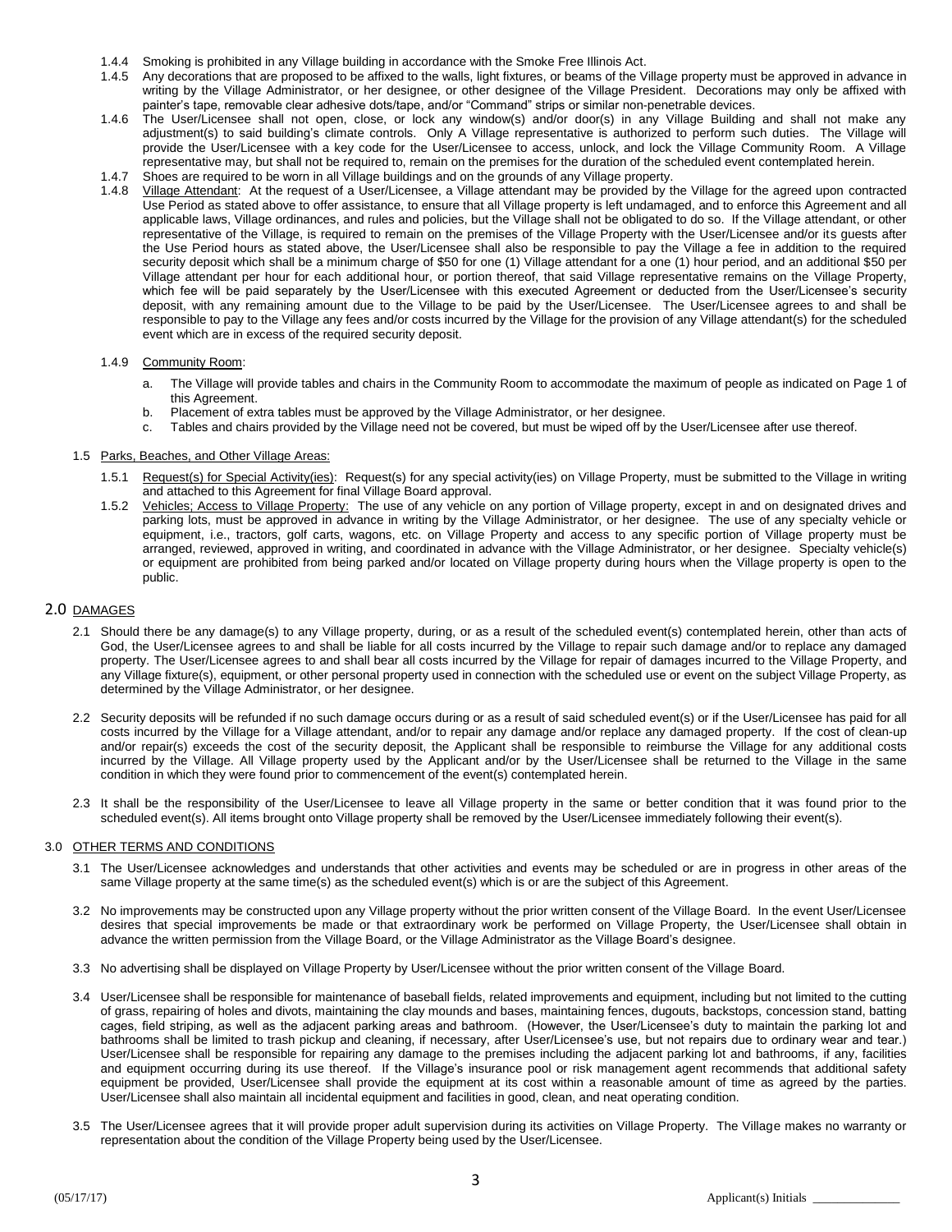1.4.4 Smoking is prohibited in any Village building in accordance with the Smoke Free Illinois Act.

1.4.5 Any decorations that are proposed to be affixed to the walls, light fixtures, or beams of the Village property must be approved in advance in writing by the Village Administrator, or her designee, or other designee of the Village President. Decorations may only be affixed with painter's tape, removable clear adhesive dots/tape, and/or "Command" strips or similar non-penetrable devices.

1.4.6 The User/Licensee shall not open, close, or lock any window(s) and/or door(s) in any Village Building and shall not make any adjustment(s) to said building's climate controls. Only A Village representative is authorized to perform such duties. The Village will provide the User/Licensee with a key code for the User/Licensee to access, unlock, and lock the Village Community Room. A Village representative may, but shall not be required to, remain on the premises for the duration of the scheduled event contemplated herein.

1.4.7 Shoes are required to be worn in all Village buildings and on the grounds of any Village property.

1.4.8 Village Attendant: At the request of a User/Licensee, a Village attendant may be provided by the Village for the agreed upon contracted Use Period as stated above to offer assistance, to ensure that all Village property is left undamaged, and to enforce this Agreement and all applicable laws, Village ordinances, and rules and policies, but the Village shall not be obligated to do so. If the Village attendant, or other representative of the Village, is required to remain on the premises of the Village Property with the User/Licensee and/or its guests after the Use Period hours as stated above, the User/Licensee shall also be responsible to pay the Village a fee in addition to the required security deposit which shall be a minimum charge of $50 for one (1) Village attendant for a one (1) hour period, and an additional $50 per Village attendant per hour for each additional hour, or portion thereof, that said Village representative remains on the Village Property, which fee will be paid separately by the User/Licensee with this executed Agreement or deducted from the User/Licensee's security deposit, with any remaining amount due to the Village to be paid by the User/Licensee. The User/Licensee agrees to and shall be responsible to pay to the Village any fees and/or costs incurred by the Village for the provision of any Village attendant(s) for the scheduled event which are in excess of the required security deposit.

1.4.9 Community Room:

a. The Village will provide tables and chairs in the Community Room to accommodate the maximum of people as indicated on Page 1 of this Agreement.
b. Placement of extra tables must be approved by the Village Administrator, or her designee.
c. Tables and chairs provided by the Village need not be covered, but must be wiped off by the User/Licensee after use thereof.

1.5 Parks, Beaches, and Other Village Areas:

1.5.1 Request(s) for Special Activity(ies): Request(s) for any special activity(ies) on Village Property, must be submitted to the Village in writing and attached to this Agreement for final Village Board approval.

1.5.2 Vehicles; Access to Village Property: The use of any vehicle on any portion of Village property, except in and on designated drives and parking lots, must be approved in advance in writing by the Village Administrator, or her designee. The use of any specialty vehicle or equipment, i.e., tractors, golf carts, wagons, etc. on Village Property and access to any specific portion of Village property must be arranged, reviewed, approved in writing, and coordinated in advance with the Village Administrator, or her designee. Specialty vehicle(s) or equipment are prohibited from being parked and/or located on Village property during hours when the Village property is open to the public.

## 2.0 DAMAGES

2.1 Should there be any damage(s) to any Village property, during, or as a result of the scheduled event(s) contemplated herein, other than acts of God, the User/Licensee agrees to and shall be liable for all costs incurred by the Village to repair such damage and/or to replace any damaged property. The User/Licensee agrees to and shall bear all costs incurred by the Village for repair of damages incurred to the Village Property, and any Village fixture(s), equipment, or other personal property used in connection with the scheduled use or event on the subject Village Property, as determined by the Village Administrator, or her designee.

2.2 Security deposits will be refunded if no such damage occurs during or as a result of said scheduled event(s) or if the User/Licensee has paid for all costs incurred by the Village for a Village attendant, and/or to repair any damage and/or replace any damaged property. If the cost of clean-up and/or repair(s) exceeds the cost of the security deposit, the Applicant shall be responsible to reimburse the Village for any additional costs incurred by the Village. All Village property used by the Applicant and/or by the User/Licensee shall be returned to the Village in the same condition in which they were found prior to commencement of the event(s) contemplated herein.

2.3 It shall be the responsibility of the User/Licensee to leave all Village property in the same or better condition that it was found prior to the scheduled event(s). All items brought onto Village property shall be removed by the User/Licensee immediately following their event(s).

## 3.0 OTHER TERMS AND CONDITIONS

3.1 The User/Licensee acknowledges and understands that other activities and events may be scheduled or are in progress in other areas of the same Village property at the same time(s) as the scheduled event(s) which is or are the subject of this Agreement.

3.2 No improvements may be constructed upon any Village property without the prior written consent of the Village Board. In the event User/Licensee desires that special improvements be made or that extraordinary work be performed on Village Property, the User/Licensee shall obtain in advance the written permission from the Village Board, or the Village Administrator as the Village Board's designee.

3.3 No advertising shall be displayed on Village Property by User/Licensee without the prior written consent of the Village Board.

3.4 User/Licensee shall be responsible for maintenance of baseball fields, related improvements and equipment, including but not limited to the cutting of grass, repairing of holes and divots, maintaining the clay mounds and bases, maintaining fences, dugouts, backstops, concession stand, batting cages, field striping, as well as the adjacent parking areas and bathroom. (However, the User/Licensee's duty to maintain the parking lot and bathrooms shall be limited to trash pickup and cleaning, if necessary, after User/Licensee's use, but not repairs due to ordinary wear and tear.) User/Licensee shall be responsible for repairing any damage to the premises including the adjacent parking lot and bathrooms, if any, facilities and equipment occurring during its use thereof. If the Village's insurance pool or risk management agent recommends that additional safety equipment be provided, User/Licensee shall provide the equipment at its cost within a reasonable amount of time as agreed by the parties. User/Licensee shall also maintain all incidental equipment and facilities in good, clean, and neat operating condition.

3.5 The User/Licensee agrees that it will provide proper adult supervision during its activities on Village Property. The Village makes no warranty or representation about the condition of the Village Property being used by the User/Licensee.

(05/17/17) Applicant(s) Initials _____________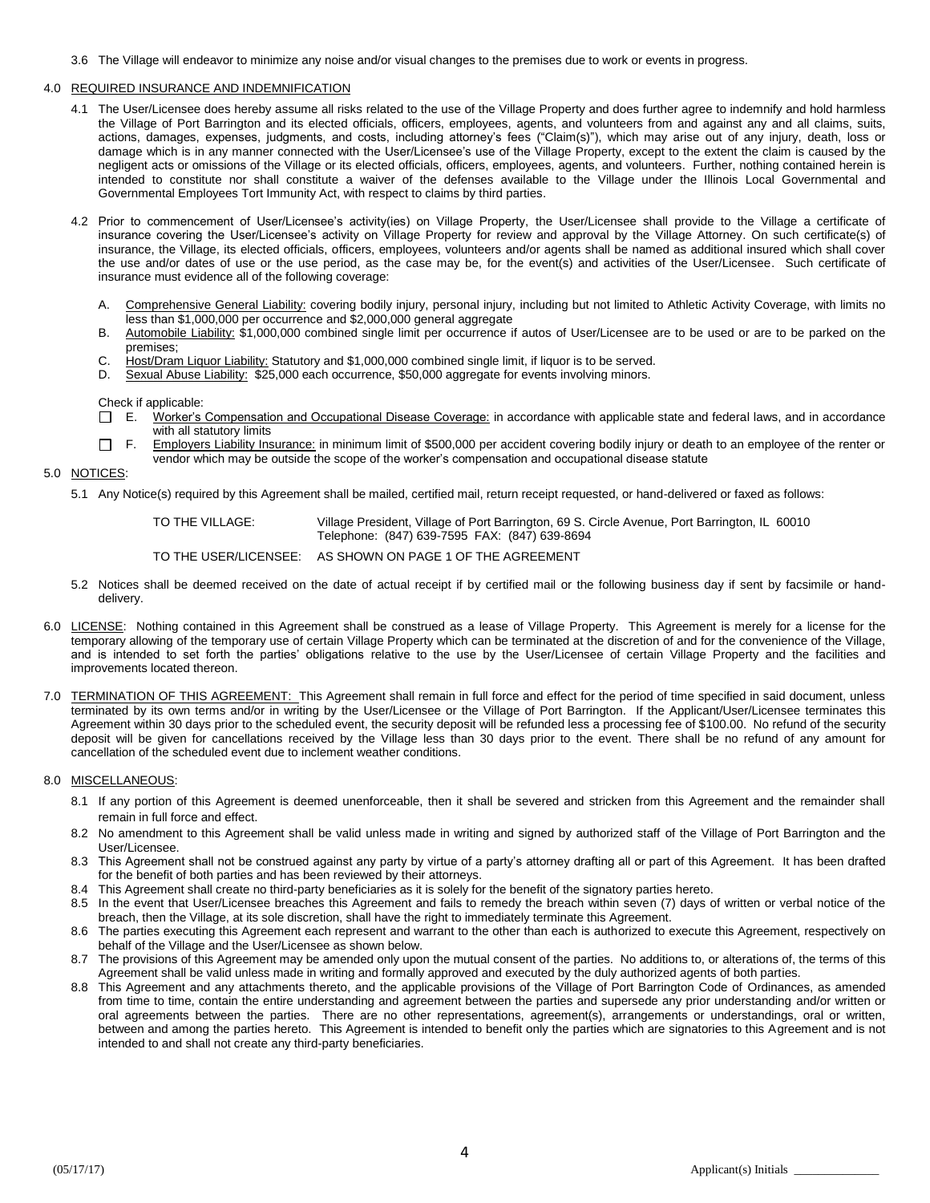3.6 The Village will endeavor to minimize any noise and/or visual changes to the premises due to work or events in progress.

4.0 REQUIRED INSURANCE AND INDEMNIFICATION

4.1 The User/Licensee does hereby assume all risks related to the use of the Village Property and does further agree to indemnify and hold harmless the Village of Port Barrington and its elected officials, officers, employees, agents, and volunteers from and against any and all claims, suits, actions, damages, expenses, judgments, and costs, including attorney's fees ("Claim(s)"), which may arise out of any injury, death, loss or damage which is in any manner connected with the User/Licensee's use of the Village Property, except to the extent the claim is caused by the negligent acts or omissions of the Village or its elected officials, officers, employees, agents, and volunteers. Further, nothing contained herein is intended to constitute nor shall constitute a waiver of the defenses available to the Village under the Illinois Local Governmental and Governmental Employees Tort Immunity Act, with respect to claims by third parties.

4.2 Prior to commencement of User/Licensee's activity(ies) on Village Property, the User/Licensee shall provide to the Village a certificate of insurance covering the User/Licensee's activity on Village Property for review and approval by the Village Attorney. On such certificate(s) of insurance, the Village, its elected officials, officers, employees, volunteers and/or agents shall be named as additional insured which shall cover the use and/or dates of use or the use period, as the case may be, for the event(s) and activities of the User/Licensee. Such certificate of insurance must evidence all of the following coverage:

A. Comprehensive General Liability: covering bodily injury, personal injury, including but not limited to Athletic Activity Coverage, with limits no less than $1,000,000 per occurrence and $2,000,000 general aggregate
B. Automobile Liability: $1,000,000 combined single limit per occurrence if autos of User/Licensee are to be used or are to be parked on the premises;
C. Host/Dram Liquor Liability: Statutory and $1,000,000 combined single limit, if liquor is to be served.
D. Sexual Abuse Liability: $25,000 each occurrence, $50,000 aggregate for events involving minors.

Check if applicable:

☐ E. Worker's Compensation and Occupational Disease Coverage: in accordance with applicable state and federal laws, and in accordance with all statutory limits
☐ F. Employers Liability Insurance: in minimum limit of $500,000 per accident covering bodily injury or death to an employee of the renter or vendor which may be outside the scope of the worker's compensation and occupational disease statute

5.0 NOTICES:

5.1 Any Notice(s) required by this Agreement shall be mailed, certified mail, return receipt requested, or hand-delivered or faxed as follows:

TO THE VILLAGE: Village President, Village of Port Barrington, 69 S. Circle Avenue, Port Barrington, IL 60010
Telephone: (847) 639-7595 FAX: (847) 639-8694

TO THE USER/LICENSEE: AS SHOWN ON PAGE 1 OF THE AGREEMENT

5.2 Notices shall be deemed received on the date of actual receipt if by certified mail or the following business day if sent by facsimile or hand-delivery.

6.0 LICENSE: Nothing contained in this Agreement shall be construed as a lease of Village Property. This Agreement is merely for a license for the temporary allowing of the temporary use of certain Village Property which can be terminated at the discretion of and for the convenience of the Village, and is intended to set forth the parties' obligations relative to the use by the User/Licensee of certain Village Property and the facilities and improvements located thereon.

7.0 TERMINATION OF THIS AGREEMENT: This Agreement shall remain in full force and effect for the period of time specified in said document, unless terminated by its own terms and/or in writing by the User/Licensee or the Village of Port Barrington. If the Applicant/User/Licensee terminates this Agreement within 30 days prior to the scheduled event, the security deposit will be refunded less a processing fee of $100.00. No refund of the security deposit will be given for cancellations received by the Village less than 30 days prior to the event. There shall be no refund of any amount for cancellation of the scheduled event due to inclement weather conditions.

8.0 MISCELLANEOUS:

8.1 If any portion of this Agreement is deemed unenforceable, then it shall be severed and stricken from this Agreement and the remainder shall remain in full force and effect.
8.2 No amendment to this Agreement shall be valid unless made in writing and signed by authorized staff of the Village of Port Barrington and the User/Licensee.
8.3 This Agreement shall not be construed against any party by virtue of a party's attorney drafting all or part of this Agreement. It has been drafted for the benefit of both parties and has been reviewed by their attorneys.
8.4 This Agreement shall create no third-party beneficiaries as it is solely for the benefit of the signatory parties hereto.
8.5 In the event that User/Licensee breaches this Agreement and fails to remedy the breach within seven (7) days of written or verbal notice of the breach, then the Village, at its sole discretion, shall have the right to immediately terminate this Agreement.
8.6 The parties executing this Agreement each represent and warrant to the other than each is authorized to execute this Agreement, respectively on behalf of the Village and the User/Licensee as shown below.
8.7 The provisions of this Agreement may be amended only upon the mutual consent of the parties. No additions to, or alterations of, the terms of this Agreement shall be valid unless made in writing and formally approved and executed by the duly authorized agents of both parties.
8.8 This Agreement and any attachments thereto, and the applicable provisions of the Village of Port Barrington Code of Ordinances, as amended from time to time, contain the entire understanding and agreement between the parties and supersede any prior understanding and/or written or oral agreements between the parties. There are no other representations, agreement(s), arrangements or understandings, oral or written, between and among the parties hereto. This Agreement is intended to benefit only the parties which are signatories to this Agreement and is not intended to and shall not create any third-party beneficiaries.

(05/17/17) Applicant(s) Initials _____________